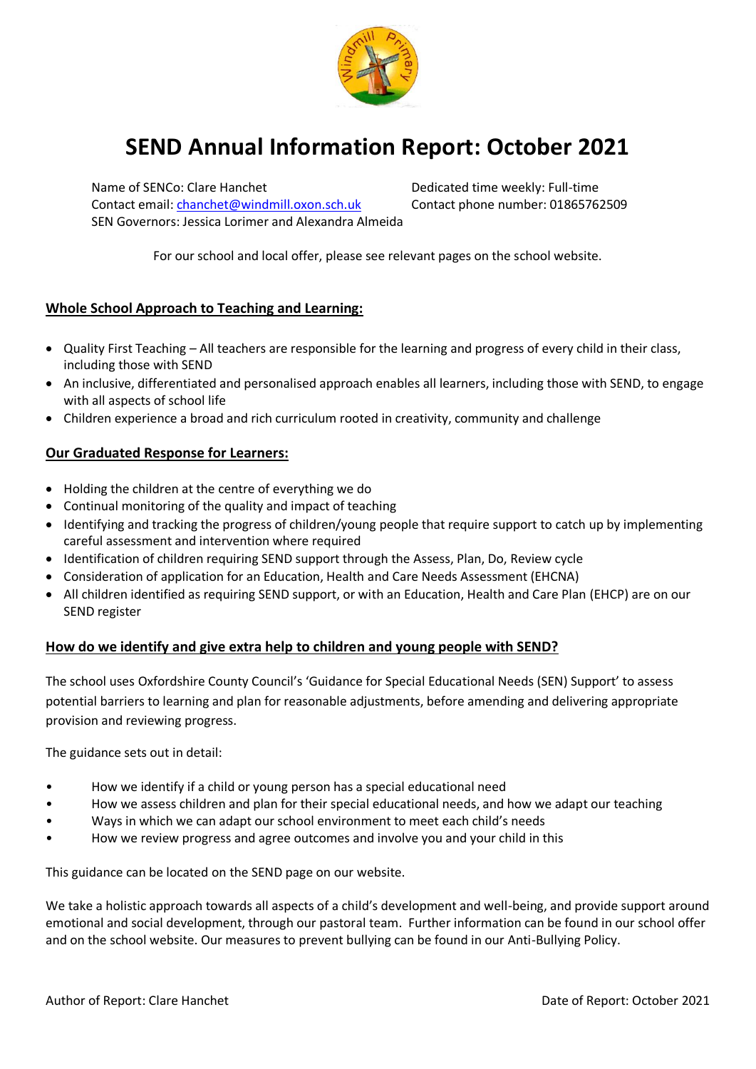# SEND Annual Information Report: October 2021

Name of SENCo: Clare Hanchet
Dedicated time weekly: Full-time
Contact email: chanchet@windmill.oxon.sch.uk
Contact phone number: 01865762509
SEN Governors: Jessica Lorimer and Alexandra Almeida

For our school and local offer, please see relevant pages on the school website.

## Whole School Approach to Teaching and Learning:

- Quality First Teaching – All teachers are responsible for the learning and progress of every child in their class, including those with SEND
- An inclusive, differentiated and personalised approach enables all learners, including those with SEND, to engage with all aspects of school life
- Children experience a broad and rich curriculum rooted in creativity, community and challenge

## Our Graduated Response for Learners:

- Holding the children at the centre of everything we do
- Continual monitoring of the quality and impact of teaching
- Identifying and tracking the progress of children/young people that require support to catch up by implementing careful assessment and intervention where required
- Identification of children requiring SEND support through the Assess, Plan, Do, Review cycle
- Consideration of application for an Education, Health and Care Needs Assessment (EHCNA)
- All children identified as requiring SEND support, or with an Education, Health and Care Plan (EHCP) are on our SEND register

## How do we identify and give extra help to children and young people with SEND?

The school uses Oxfordshire County Council's 'Guidance for Special Educational Needs (SEN) Support' to assess potential barriers to learning and plan for reasonable adjustments, before amending and delivering appropriate provision and reviewing progress.

The guidance sets out in detail:

- How we identify if a child or young person has a special educational need
- How we assess children and plan for their special educational needs, and how we adapt our teaching
- Ways in which we can adapt our school environment to meet each child's needs
- How we review progress and agree outcomes and involve you and your child in this

This guidance can be located on the SEND page on our website.

We take a holistic approach towards all aspects of a child's development and well-being, and provide support around emotional and social development, through our pastoral team. Further information can be found in our school offer and on the school website. Our measures to prevent bullying can be found in our Anti-Bullying Policy.

Author of Report: Clare Hanchet
Date of Report: October 2021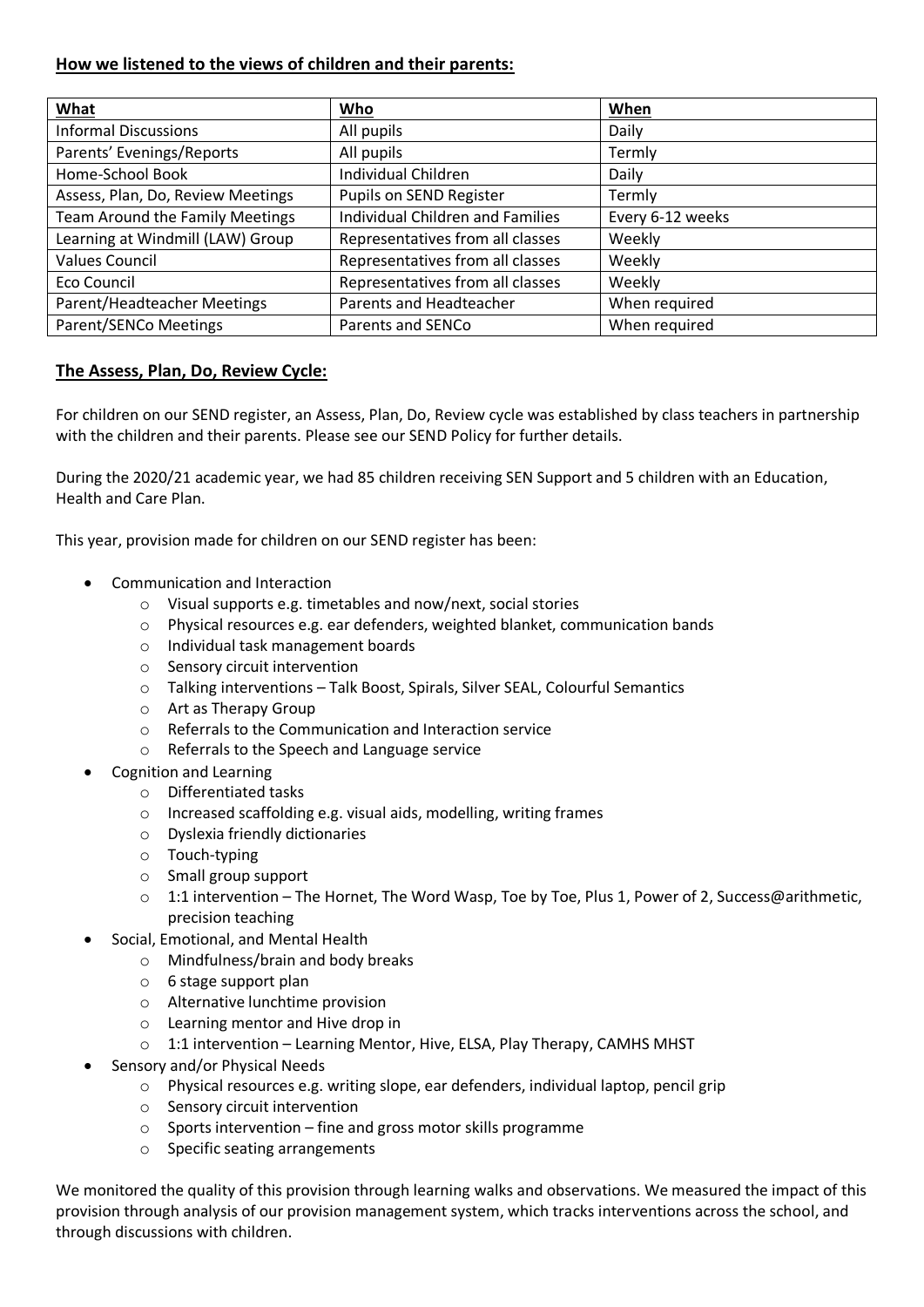## How we listened to the views of children and their parents:

| What | Who | When |
| --- | --- | --- |
| Informal Discussions | All pupils | Daily |
| Parents' Evenings/Reports | All pupils | Termly |
| Home-School Book | Individual Children | Daily |
| Assess, Plan, Do, Review Meetings | Pupils on SEND Register | Termly |
| Team Around the Family Meetings | Individual Children and Families | Every 6-12 weeks |
| Learning at Windmill (LAW) Group | Representatives from all classes | Weekly |
| Values Council | Representatives from all classes | Weekly |
| Eco Council | Representatives from all classes | Weekly |
| Parent/Headteacher Meetings | Parents and Headteacher | When required |
| Parent/SENCo Meetings | Parents and SENCo | When required |

## The Assess, Plan, Do, Review Cycle:

For children on our SEND register, an Assess, Plan, Do, Review cycle was established by class teachers in partnership with the children and their parents. Please see our SEND Policy for further details.

During the 2020/21 academic year, we had 85 children receiving SEN Support and 5 children with an Education, Health and Care Plan.

This year, provision made for children on our SEND register has been:

- Communication and Interaction
  - Visual supports e.g. timetables and now/next, social stories
  - Physical resources e.g. ear defenders, weighted blanket, communication bands
  - Individual task management boards
  - Sensory circuit intervention
  - Talking interventions – Talk Boost, Spirals, Silver SEAL, Colourful Semantics
  - Art as Therapy Group
  - Referrals to the Communication and Interaction service
  - Referrals to the Speech and Language service
- Cognition and Learning
  - Differentiated tasks
  - Increased scaffolding e.g. visual aids, modelling, writing frames
  - Dyslexia friendly dictionaries
  - Touch-typing
  - Small group support
  - 1:1 intervention – The Hornet, The Word Wasp, Toe by Toe, Plus 1, Power of 2, Success@arithmetic, precision teaching
- Social, Emotional, and Mental Health
  - Mindfulness/brain and body breaks
  - 6 stage support plan
  - Alternative lunchtime provision
  - Learning mentor and Hive drop in
  - 1:1 intervention – Learning Mentor, Hive, ELSA, Play Therapy, CAMHS MHST
- Sensory and/or Physical Needs
  - Physical resources e.g. writing slope, ear defenders, individual laptop, pencil grip
  - Sensory circuit intervention
  - Sports intervention – fine and gross motor skills programme
  - Specific seating arrangements

We monitored the quality of this provision through learning walks and observations. We measured the impact of this provision through analysis of our provision management system, which tracks interventions across the school, and through discussions with children.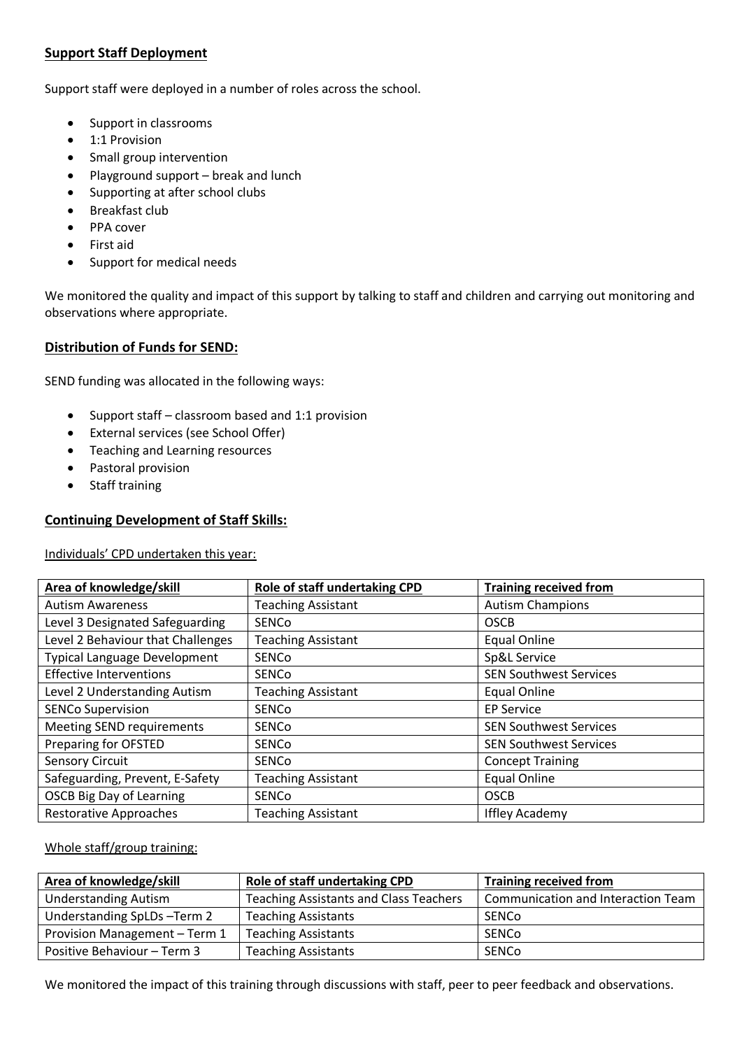## Support Staff Deployment

Support staff were deployed in a number of roles across the school.

- Support in classrooms
- 1:1 Provision
- Small group intervention
- Playground support – break and lunch
- Supporting at after school clubs
- Breakfast club
- PPA cover
- First aid
- Support for medical needs

We monitored the quality and impact of this support by talking to staff and children and carrying out monitoring and observations where appropriate.

## Distribution of Funds for SEND:

SEND funding was allocated in the following ways:

- Support staff – classroom based and 1:1 provision
- External services (see School Offer)
- Teaching and Learning resources
- Pastoral provision
- Staff training

## Continuing Development of Staff Skills:

Individuals' CPD undertaken this year:

| Area of knowledge/skill | Role of staff undertaking CPD | Training received from |
|---|---|---|
| Autism Awareness | Teaching Assistant | Autism Champions |
| Level 3 Designated Safeguarding | SENCo | OSCB |
| Level 2 Behaviour that Challenges | Teaching Assistant | Equal Online |
| Typical Language Development | SENCo | Sp&L Service |
| Effective Interventions | SENCo | SEN Southwest Services |
| Level 2 Understanding Autism | Teaching Assistant | Equal Online |
| SENCo Supervision | SENCo | EP Service |
| Meeting SEND requirements | SENCo | SEN Southwest Services |
| Preparing for OFSTED | SENCo | SEN Southwest Services |
| Sensory Circuit | SENCo | Concept Training |
| Safeguarding, Prevent, E-Safety | Teaching Assistant | Equal Online |
| OSCB Big Day of Learning | SENCo | OSCB |
| Restorative Approaches | Teaching Assistant | Iffley Academy |

Whole staff/group training:

| Area of knowledge/skill | Role of staff undertaking CPD | Training received from |
|---|---|---|
| Understanding Autism | Teaching Assistants and Class Teachers | Communication and Interaction Team |
| Understanding SpLDs –Term 2 | Teaching Assistants | SENCo |
| Provision Management – Term 1 | Teaching Assistants | SENCo |
| Positive Behaviour – Term 3 | Teaching Assistants | SENCo |

We monitored the impact of this training through discussions with staff, peer to peer feedback and observations.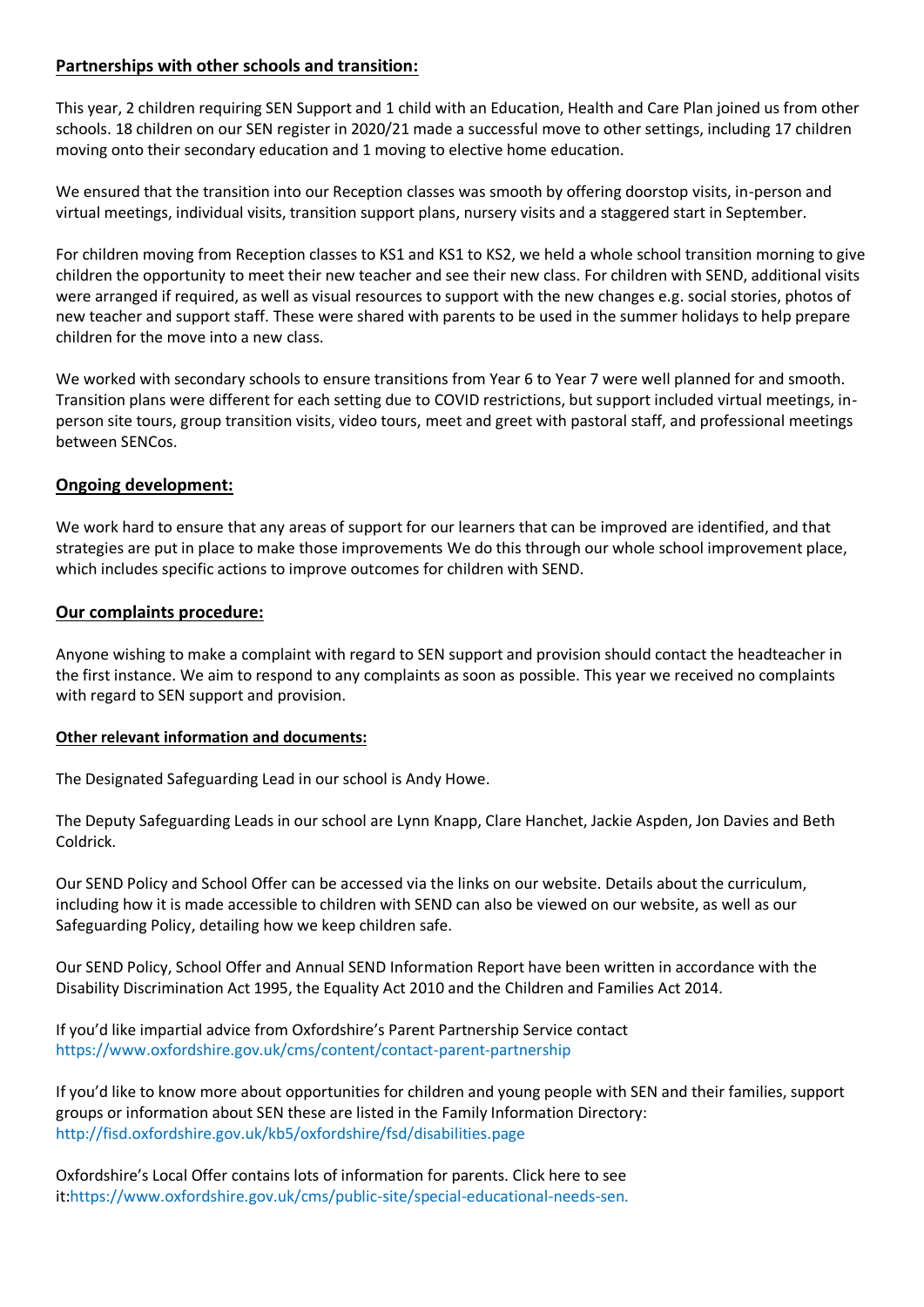**Partnerships with other schools and transition:**

This year, 2 children requiring SEN Support and 1 child with an Education, Health and Care Plan joined us from other schools. 18 children on our SEN register in 2020/21 made a successful move to other settings, including 17 children moving onto their secondary education and 1 moving to elective home education.

We ensured that the transition into our Reception classes was smooth by offering doorstop visits, in-person and virtual meetings, individual visits, transition support plans, nursery visits and a staggered start in September.

For children moving from Reception classes to KS1 and KS1 to KS2, we held a whole school transition morning to give children the opportunity to meet their new teacher and see their new class. For children with SEND, additional visits were arranged if required, as well as visual resources to support with the new changes e.g. social stories, photos of new teacher and support staff. These were shared with parents to be used in the summer holidays to help prepare children for the move into a new class.

We worked with secondary schools to ensure transitions from Year 6 to Year 7 were well planned for and smooth. Transition plans were different for each setting due to COVID restrictions, but support included virtual meetings, in-person site tours, group transition visits, video tours, meet and greet with pastoral staff, and professional meetings between SENCos.

**Ongoing development:**

We work hard to ensure that any areas of support for our learners that can be improved are identified, and that strategies are put in place to make those improvements We do this through our whole school improvement place, which includes specific actions to improve outcomes for children with SEND.

**Our complaints procedure:**

Anyone wishing to make a complaint with regard to SEN support and provision should contact the headteacher in the first instance. We aim to respond to any complaints as soon as possible. This year we received no complaints with regard to SEN support and provision.

**Other relevant information and documents:**

The Designated Safeguarding Lead in our school is Andy Howe.

The Deputy Safeguarding Leads in our school are Lynn Knapp, Clare Hanchet, Jackie Aspden, Jon Davies and Beth Coldrick.

Our SEND Policy and School Offer can be accessed via the links on our website. Details about the curriculum, including how it is made accessible to children with SEND can also be viewed on our website, as well as our Safeguarding Policy, detailing how we keep children safe.

Our SEND Policy, School Offer and Annual SEND Information Report have been written in accordance with the Disability Discrimination Act 1995, the Equality Act 2010 and the Children and Families Act 2014.

If you'd like impartial advice from Oxfordshire's Parent Partnership Service contact https://www.oxfordshire.gov.uk/cms/content/contact-parent-partnership

If you'd like to know more about opportunities for children and young people with SEN and their families, support groups or information about SEN these are listed in the Family Information Directory: http://fisd.oxfordshire.gov.uk/kb5/oxfordshire/fsd/disabilities.page

Oxfordshire's Local Offer contains lots of information for parents. Click here to see it:https://www.oxfordshire.gov.uk/cms/public-site/special-educational-needs-sen.